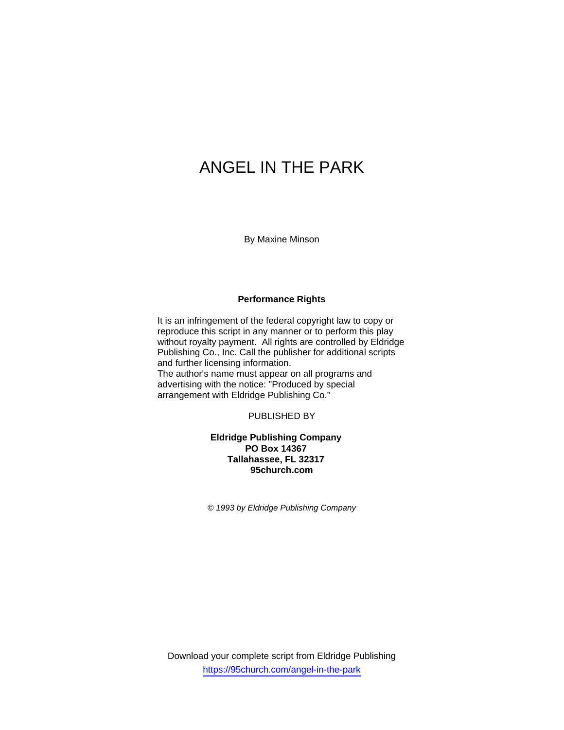# ANGEL IN THE PARK

By Maxine Minson

**Performance Rights**

It is an infringement of the federal copyright law to copy or reproduce this script in any manner or to perform this play without royalty payment. All rights are controlled by Eldridge Publishing Co., Inc. Call the publisher for additional scripts and further licensing information.
The author's name must appear on all programs and advertising with the notice: "Produced by special arrangement with Eldridge Publishing Co."

PUBLISHED BY

**Eldridge Publishing Company**
**PO Box 14367**
**Tallahassee, FL 32317**
**95church.com**

*© 1993 by Eldridge Publishing Company*

Download your complete script from Eldridge Publishing
https://95church.com/angel-in-the-park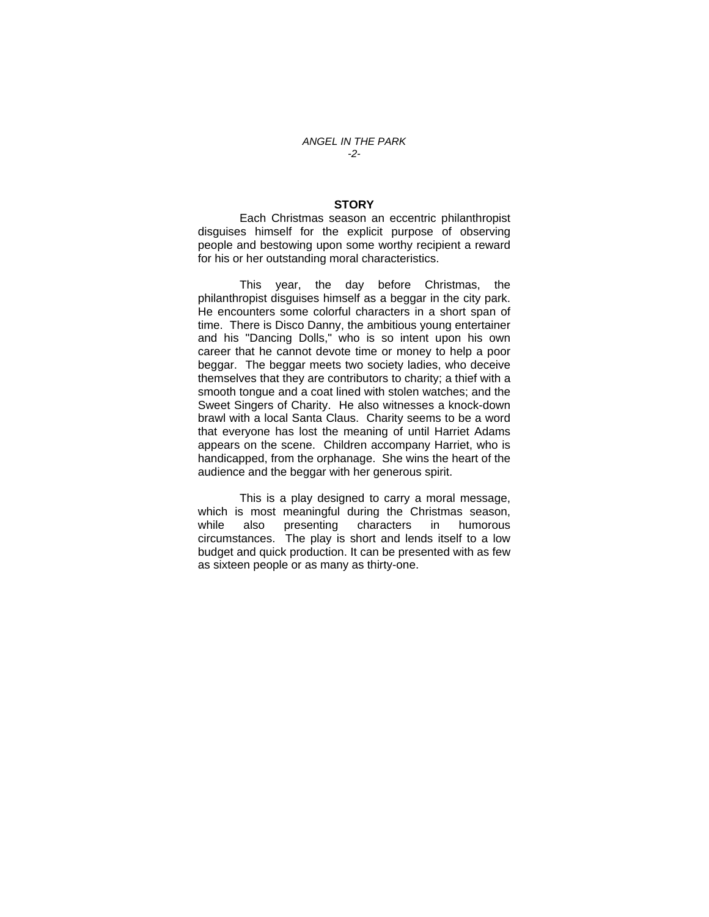## STORY

Each Christmas season an eccentric philanthropist disguises himself for the explicit purpose of observing people and bestowing upon some worthy recipient a reward for his or her outstanding moral characteristics.

This year, the day before Christmas, the philanthropist disguises himself as a beggar in the city park. He encounters some colorful characters in a short span of time. There is Disco Danny, the ambitious young entertainer and his "Dancing Dolls," who is so intent upon his own career that he cannot devote time or money to help a poor beggar. The beggar meets two society ladies, who deceive themselves that they are contributors to charity; a thief with a smooth tongue and a coat lined with stolen watches; and the Sweet Singers of Charity. He also witnesses a knock-down brawl with a local Santa Claus. Charity seems to be a word that everyone has lost the meaning of until Harriet Adams appears on the scene. Children accompany Harriet, who is handicapped, from the orphanage. She wins the heart of the audience and the beggar with her generous spirit.

This is a play designed to carry a moral message, which is most meaningful during the Christmas season, while also presenting characters in humorous circumstances. The play is short and lends itself to a low budget and quick production. It can be presented with as few as sixteen people or as many as thirty-one.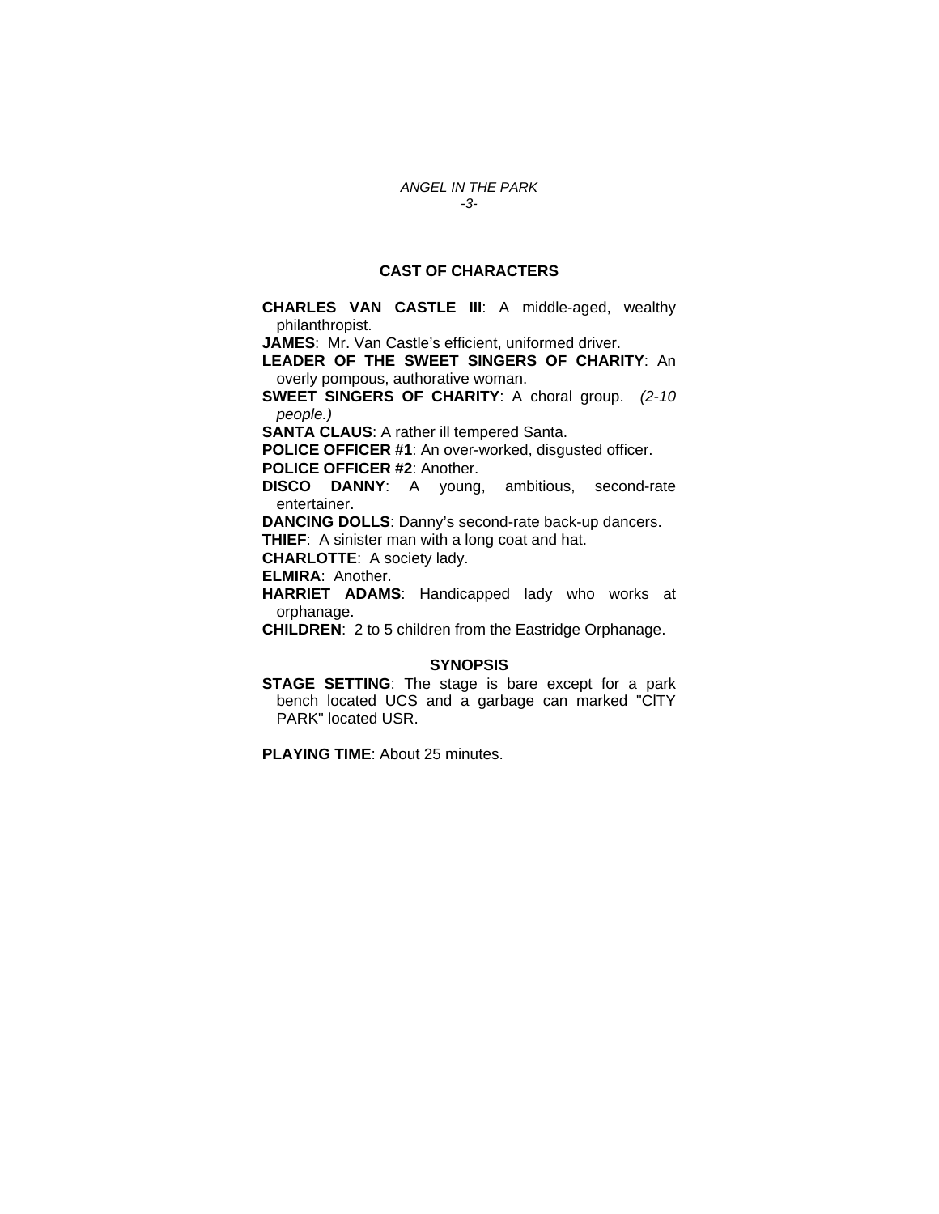## CAST OF CHARACTERS

**CHARLES VAN CASTLE III**: A middle-aged, wealthy philanthropist.

**JAMES**: Mr. Van Castle's efficient, uniformed driver.

**LEADER OF THE SWEET SINGERS OF CHARITY**: An overly pompous, authorative woman.

**SWEET SINGERS OF CHARITY**: A choral group. *(2-10 people.)*

**SANTA CLAUS**: A rather ill tempered Santa.

**POLICE OFFICER #1**: An over-worked, disgusted officer.

**POLICE OFFICER #2**: Another.

**DISCO DANNY**: A young, ambitious, second-rate entertainer.

**DANCING DOLLS**: Danny's second-rate back-up dancers.

**THIEF**: A sinister man with a long coat and hat.

**CHARLOTTE**: A society lady.

**ELMIRA**: Another.

**HARRIET ADAMS**: Handicapped lady who works at orphanage.

**CHILDREN**: 2 to 5 children from the Eastridge Orphanage.

## SYNOPSIS

**STAGE SETTING**: The stage is bare except for a park bench located UCS and a garbage can marked "CITY PARK" located USR.

**PLAYING TIME**: About 25 minutes.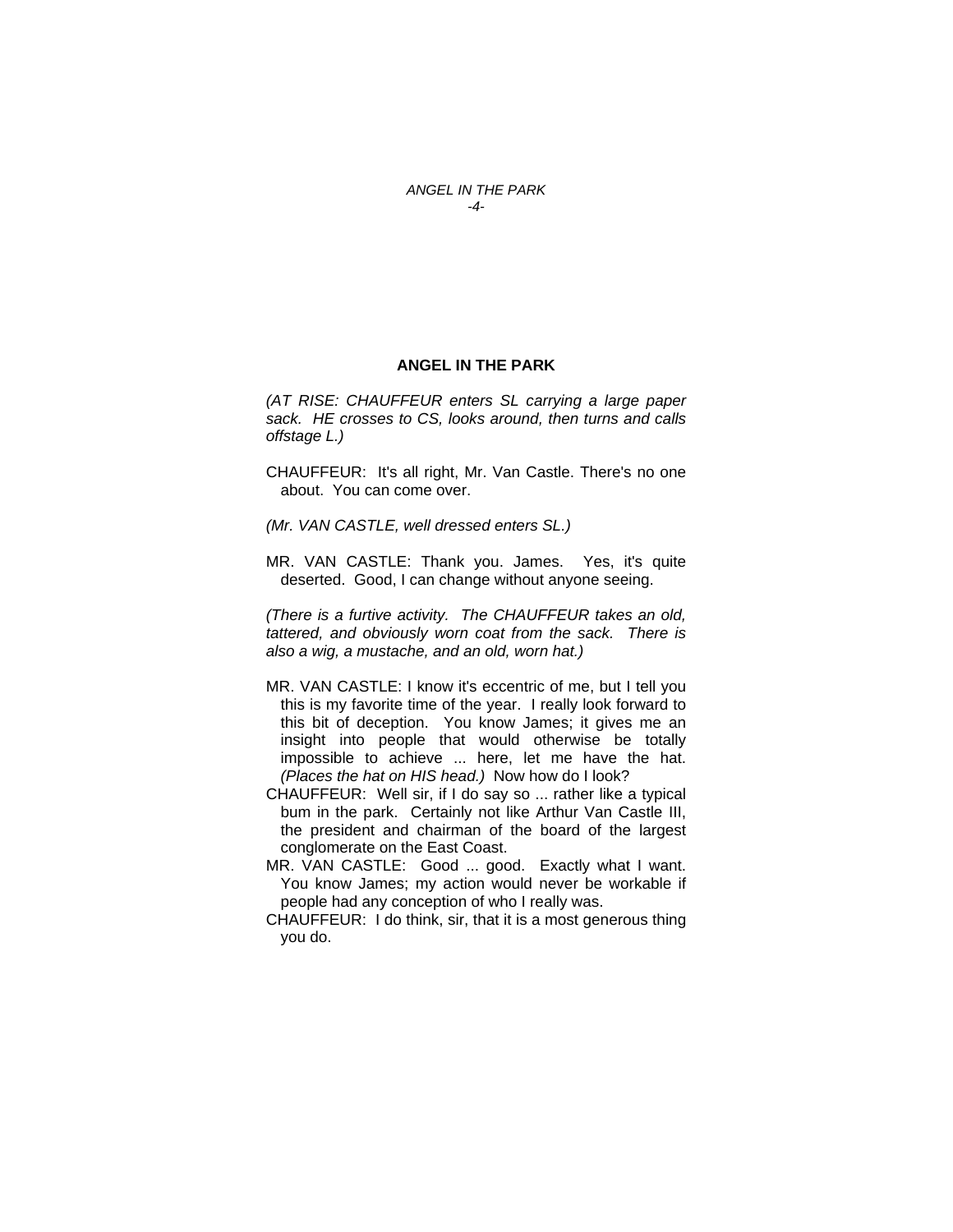## ANGEL IN THE PARK

*(AT RISE: CHAUFFEUR enters SL carrying a large paper sack. HE crosses to CS, looks around, then turns and calls offstage L.)*

CHAUFFEUR: It's all right, Mr. Van Castle. There's no one about. You can come over.

*(Mr. VAN CASTLE, well dressed enters SL.)*

MR. VAN CASTLE: Thank you. James. Yes, it's quite deserted. Good, I can change without anyone seeing.

*(There is a furtive activity. The CHAUFFEUR takes an old, tattered, and obviously worn coat from the sack. There is also a wig, a mustache, and an old, worn hat.)*

MR. VAN CASTLE: I know it's eccentric of me, but I tell you this is my favorite time of the year. I really look forward to this bit of deception. You know James; it gives me an insight into people that would otherwise be totally impossible to achieve ... here, let me have the hat. *(Places the hat on HIS head.)* Now how do I look?

CHAUFFEUR: Well sir, if I do say so ... rather like a typical bum in the park. Certainly not like Arthur Van Castle III, the president and chairman of the board of the largest conglomerate on the East Coast.

MR. VAN CASTLE: Good ... good. Exactly what I want. You know James; my action would never be workable if people had any conception of who I really was.

CHAUFFEUR: I do think, sir, that it is a most generous thing you do.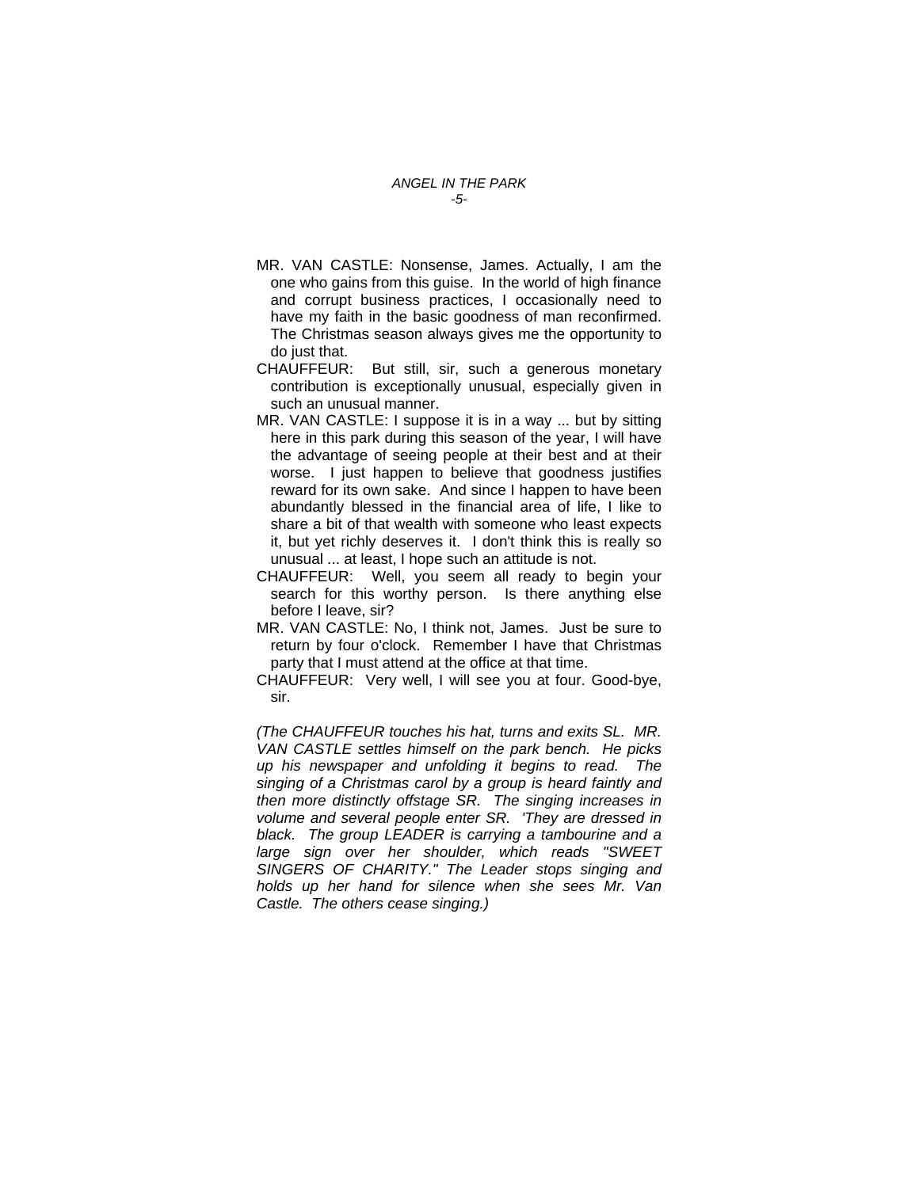MR. VAN CASTLE: Nonsense, James. Actually, I am the one who gains from this guise. In the world of high finance and corrupt business practices, I occasionally need to have my faith in the basic goodness of man reconfirmed. The Christmas season always gives me the opportunity to do just that.

CHAUFFEUR: But still, sir, such a generous monetary contribution is exceptionally unusual, especially given in such an unusual manner.

MR. VAN CASTLE: I suppose it is in a way ... but by sitting here in this park during this season of the year, I will have the advantage of seeing people at their best and at their worse. I just happen to believe that goodness justifies reward for its own sake. And since I happen to have been abundantly blessed in the financial area of life, I like to share a bit of that wealth with someone who least expects it, but yet richly deserves it. I don't think this is really so unusual ... at least, I hope such an attitude is not.

CHAUFFEUR: Well, you seem all ready to begin your search for this worthy person. Is there anything else before I leave, sir?

MR. VAN CASTLE: No, I think not, James. Just be sure to return by four o'clock. Remember I have that Christmas party that I must attend at the office at that time.

CHAUFFEUR: Very well, I will see you at four. Good-bye, sir.

*(The CHAUFFEUR touches his hat, turns and exits SL. MR. VAN CASTLE settles himself on the park bench. He picks up his newspaper and unfolding it begins to read. The singing of a Christmas carol by a group is heard faintly and then more distinctly offstage SR. The singing increases in volume and several people enter SR. 'They are dressed in black. The group LEADER is carrying a tambourine and a large sign over her shoulder, which reads "SWEET SINGERS OF CHARITY." The Leader stops singing and holds up her hand for silence when she sees Mr. Van Castle. The others cease singing.)*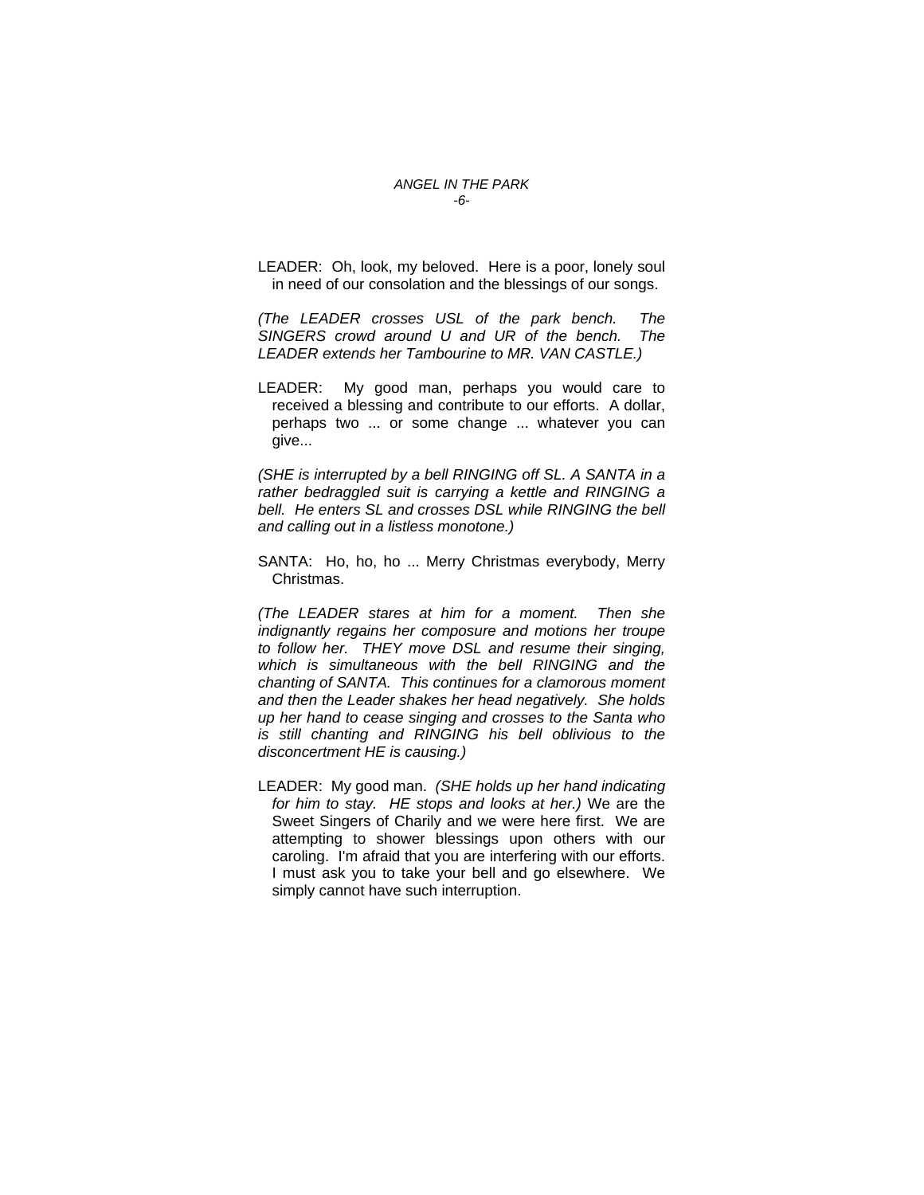LEADER: Oh, look, my beloved. Here is a poor, lonely soul in need of our consolation and the blessings of our songs.

*(The LEADER crosses USL of the park bench. The SINGERS crowd around U and UR of the bench. The LEADER extends her Tambourine to MR. VAN CASTLE.)*

LEADER: My good man, perhaps you would care to received a blessing and contribute to our efforts. A dollar, perhaps two ... or some change ... whatever you can give...

*(SHE is interrupted by a bell RINGING off SL. A SANTA in a rather bedraggled suit is carrying a kettle and RINGING a bell. He enters SL and crosses DSL while RINGING the bell and calling out in a listless monotone.)*

SANTA: Ho, ho, ho ... Merry Christmas everybody, Merry Christmas.

*(The LEADER stares at him for a moment. Then she indignantly regains her composure and motions her troupe to follow her. THEY move DSL and resume their singing, which is simultaneous with the bell RINGING and the chanting of SANTA. This continues for a clamorous moment and then the Leader shakes her head negatively. She holds up her hand to cease singing and crosses to the Santa who is still chanting and RINGING his bell oblivious to the disconcertment HE is causing.)*

LEADER: My good man. *(SHE holds up her hand indicating for him to stay. HE stops and looks at her.)* We are the Sweet Singers of Charily and we were here first. We are attempting to shower blessings upon others with our caroling. I'm afraid that you are interfering with our efforts. I must ask you to take your bell and go elsewhere. We simply cannot have such interruption.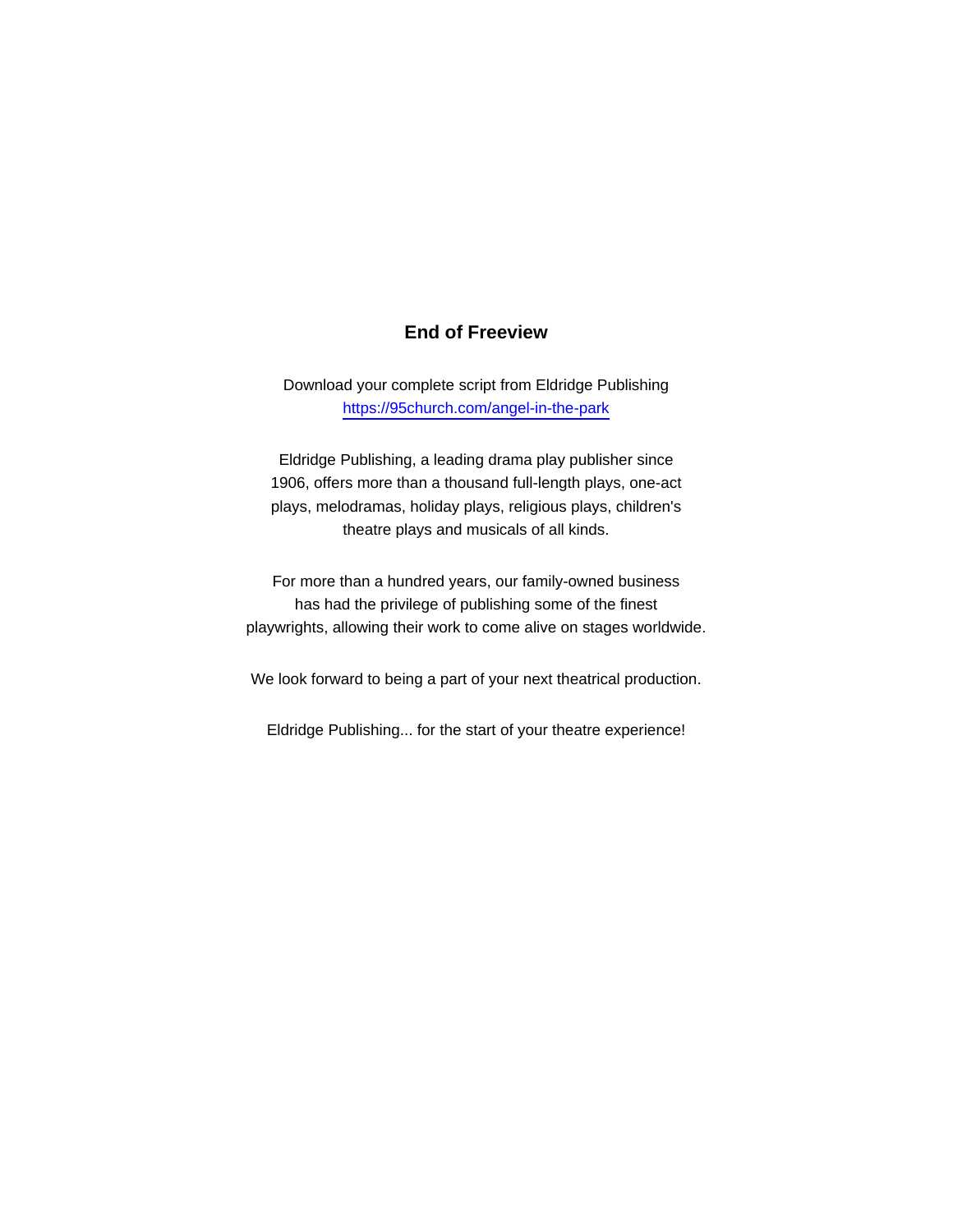## End of Freeview

Download your complete script from Eldridge Publishing
https://95church.com/angel-in-the-park

Eldridge Publishing, a leading drama play publisher since 1906, offers more than a thousand full-length plays, one-act plays, melodramas, holiday plays, religious plays, children's theatre plays and musicals of all kinds.

For more than a hundred years, our family-owned business has had the privilege of publishing some of the finest playwrights, allowing their work to come alive on stages worldwide.

We look forward to being a part of your next theatrical production.

Eldridge Publishing... for the start of your theatre experience!